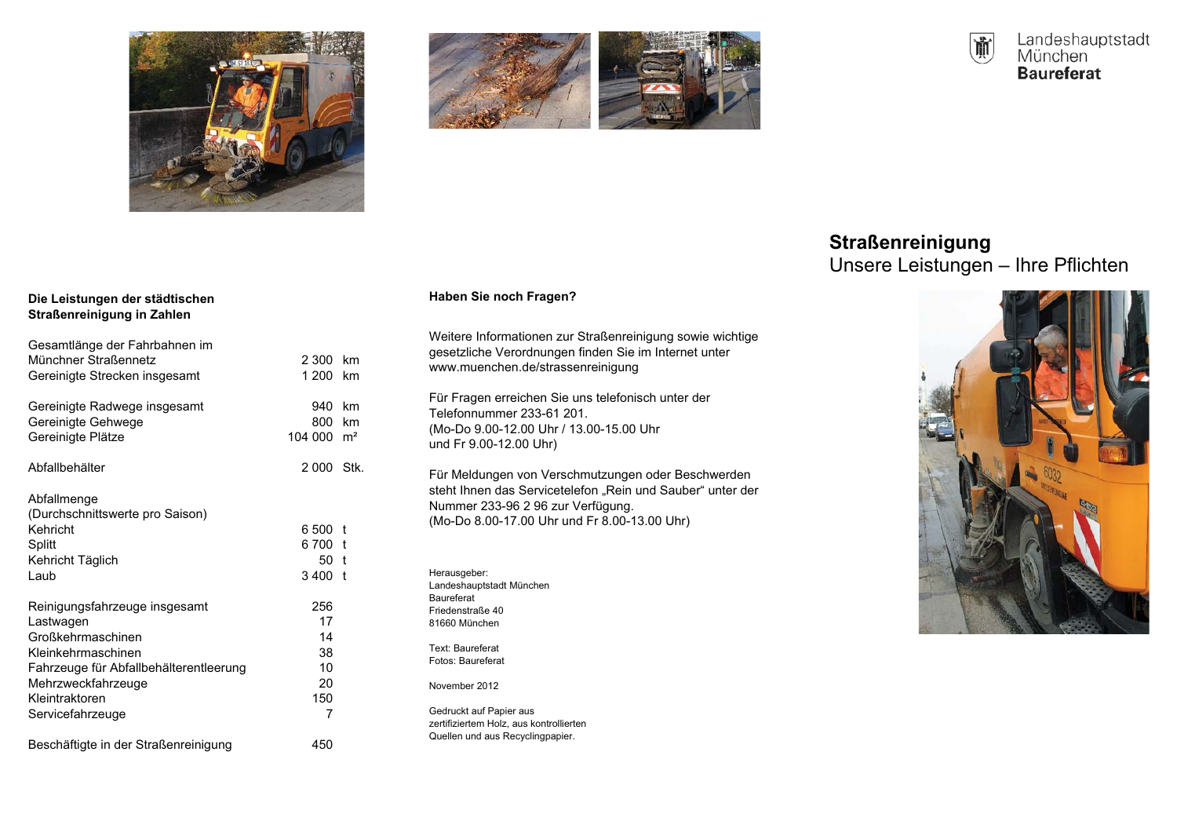Landeshauptstadt München
**Baureferat**

# Straßenreinigung

## Unsere Leistungen – Ihre Pflichten

### Die Leistungen der städtischen Straßenreinigung in Zahlen

| | | |
|---|---|---|
| Gesamtlänge der Fahrbahnen im Münchner Straßennetz | 2 300 | km |
| Gereinigte Strecken insgesamt | 1 200 | km |
| | | |
| Gereinigte Radwege insgesamt | 940 | km |
| Gereinigte Gehwege | 800 | km |
| Gereinigte Plätze | 104 000 | m² |
| | | |
| Abfallbehälter | 2 000 | Stk. |
| | | |
| Abfallmenge (Durchschnittswerte pro Saison) | | |
| Kehricht | 6 500 | t |
| Splitt | 6 700 | t |
| Kehricht Täglich | 50 | t |
| Laub | 3 400 | t |
| | | |
| Reinigungsfahrzeuge insgesamt | 256 | |
| Lastwagen | 17 | |
| Großkehrmaschinen | 14 | |
| Kleinkehrmaschinen | 38 | |
| Fahrzeuge für Abfallbehälterentleerung | 10 | |
| Mehrzweckfahrzeuge | 20 | |
| Kleintraktoren | 150 | |
| Servicefahrzeuge | 7 | |
| | | |
| Beschäftigte in der Straßenreinigung | 450 | |

### Haben Sie noch Fragen?

Weitere Informationen zur Straßenreinigung sowie wichtige gesetzliche Verordnungen finden Sie im Internet unter www.muenchen.de/strassenreinigung

Für Fragen erreichen Sie uns telefonisch unter der Telefonnummer 233-61 201.
(Mo-Do 9.00-12.00 Uhr / 13.00-15.00 Uhr
und Fr 9.00-12.00 Uhr)

Für Meldungen von Verschmutzungen oder Beschwerden steht Ihnen das Servicetelefon „Rein und Sauber“ unter der Nummer 233-96 2 96 zur Verfügung.
(Mo-Do 8.00-17.00 Uhr und Fr 8.00-13.00 Uhr)

Herausgeber:
Landeshauptstadt München
Baureferat
Friedenstraße 40
81660 München

Text: Baureferat
Fotos: Baureferat

November 2012

Gedruckt auf Papier aus zertifiziertem Holz, aus kontrollierten Quellen und aus Recyclingpapier.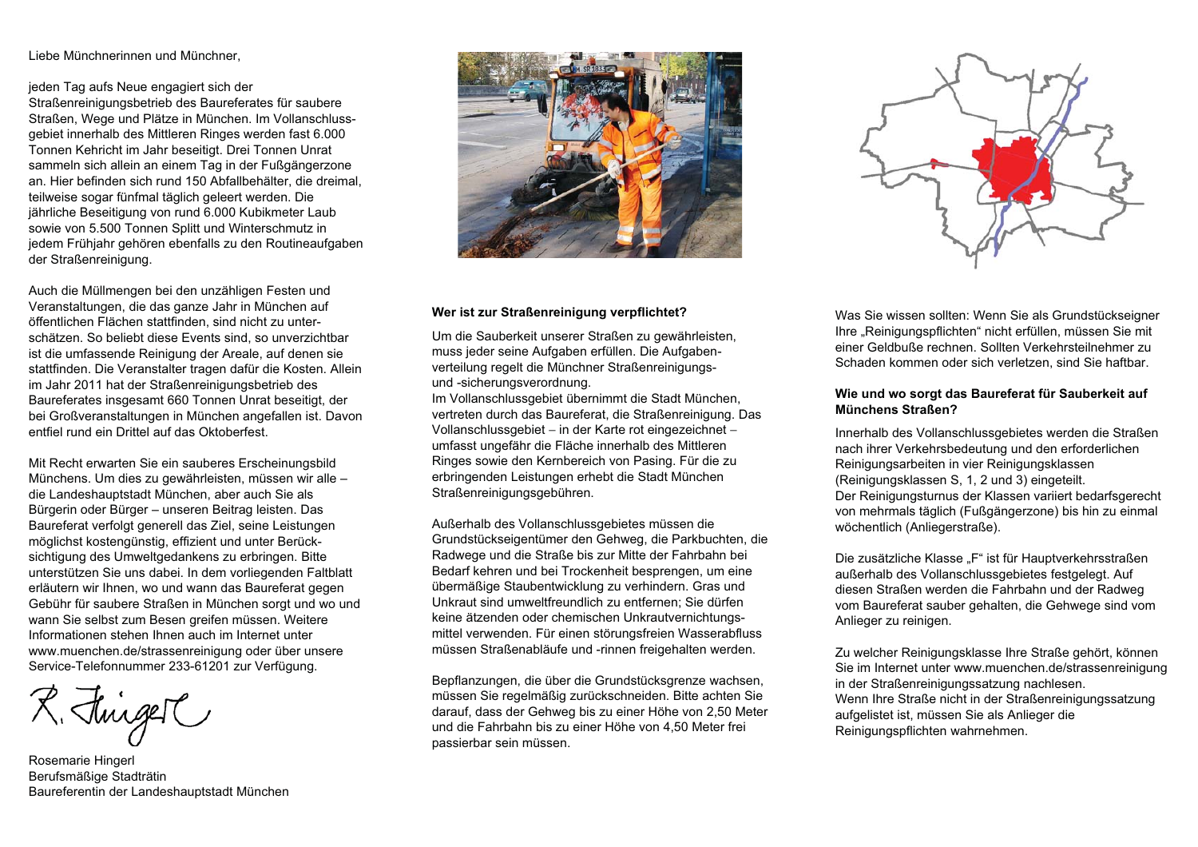Liebe Münchnerinnen und Münchner,

jeden Tag aufs Neue engagiert sich der Straßenreinigungsbetrieb des Baureferates für saubere Straßen, Wege und Plätze in München. Im Vollanschlussgebiet innerhalb des Mittleren Ringes werden fast 6.000 Tonnen Kehricht im Jahr beseitigt. Drei Tonnen Unrat sammeln sich allein an einem Tag in der Fußgängerzone an. Hier befinden sich rund 150 Abfallbehälter, die dreimal, teilweise sogar fünfmal täglich geleert werden. Die jährliche Beseitigung von rund 6.000 Kubikmeter Laub sowie von 5.500 Tonnen Splitt und Winterschmutz in jedem Frühjahr gehören ebenfalls zu den Routineaufgaben der Straßenreinigung.

Auch die Müllmengen bei den unzähligen Festen und Veranstaltungen, die das ganze Jahr in München auf öffentlichen Flächen stattfinden, sind nicht zu unterschätzen. So beliebt diese Events sind, so unverzichtbar ist die umfassende Reinigung der Areale, auf denen sie stattfinden. Die Veranstalter tragen dafür die Kosten. Allein im Jahr 2011 hat der Straßenreinigungsbetrieb des Baureferates insgesamt 660 Tonnen Unrat beseitigt, der bei Großveranstaltungen in München angefallen ist. Davon entfiel rund ein Drittel auf das Oktoberfest.

Mit Recht erwarten Sie ein sauberes Erscheinungsbild Münchens. Um dies zu gewährleisten, müssen wir alle – die Landeshauptstadt München, aber auch Sie als Bürgerin oder Bürger – unseren Beitrag leisten. Das Baureferat verfolgt generell das Ziel, seine Leistungen möglichst kostengünstig, effizient und unter Berücksichtigung des Umweltgedankens zu erbringen. Bitte unterstützen Sie uns dabei. In dem vorliegenden Faltblatt erläutern wir Ihnen, wo und wann das Baureferat gegen Gebühr für saubere Straßen in München sorgt und wo und wann Sie selbst zum Besen greifen müssen. Weitere Informationen stehen Ihnen auch im Internet unter www.muenchen.de/strassenreinigung oder über unsere Service-Telefonnummer 233-61201 zur Verfügung.

R. Hingerl

Rosemarie Hingerl
Berufsmäßige Stadträtin
Baureferentin der Landeshauptstadt München

### Wer ist zur Straßenreinigung verpflichtet?

Um die Sauberkeit unserer Straßen zu gewährleisten, muss jeder seine Aufgaben erfüllen. Die Aufgabenverteilung regelt die Münchner Straßenreinigungs- und -sicherungsverordnung.
Im Vollanschlussgebiet übernimmt die Stadt München, vertreten durch das Baureferat, die Straßenreinigung. Das Vollanschlussgebiet – in der Karte rot eingezeichnet – umfasst ungefähr die Fläche innerhalb des Mittleren Ringes sowie den Kernbereich von Pasing. Für die zu erbringenden Leistungen erhebt die Stadt München Straßenreinigungsgebühren.

Außerhalb des Vollanschlussgebietes müssen die Grundstückseigentümer den Gehweg, die Parkbuchten, die Radwege und die Straße bis zur Mitte der Fahrbahn bei Bedarf kehren und bei Trockenheit besprengen, um eine übermäßige Staubentwicklung zu verhindern. Gras und Unkraut sind umweltfreundlich zu entfernen; Sie dürfen keine ätzenden oder chemischen Unkrautvernichtungsmittel verwenden. Für einen störungsfreien Wasserabfluss müssen Straßenabläufe und -rinnen freigehalten werden.

Bepflanzungen, die über die Grundstücksgrenze wachsen, müssen Sie regelmäßig zurückschneiden. Bitte achten Sie darauf, dass der Gehweg bis zu einer Höhe von 2,50 Meter und die Fahrbahn bis zu einer Höhe von 4,50 Meter frei passierbar sein müssen.

Was Sie wissen sollten: Wenn Sie als Grundstückseigner Ihre „Reinigungspflichten" nicht erfüllen, müssen Sie mit einer Geldbuße rechnen. Sollten Verkehrsteilnehmer zu Schaden kommen oder sich verletzen, sind Sie haftbar.

### Wie und wo sorgt das Baureferat für Sauberkeit auf Münchens Straßen?

Innerhalb des Vollanschlussgebietes werden die Straßen nach ihrer Verkehrsbedeutung und den erforderlichen Reinigungsarbeiten in vier Reinigungsklassen (Reinigungsklassen S, 1, 2 und 3) eingeteilt.
Der Reinigungsturnus der Klassen variiert bedarfsgerecht von mehrmals täglich (Fußgängerzone) bis hin zu einmal wöchentlich (Anliegerstraße).

Die zusätzliche Klasse „F" ist für Hauptverkehrsstraßen außerhalb des Vollanschlussgebietes festgelegt. Auf diesen Straßen werden die Fahrbahn und der Radweg vom Baureferat sauber gehalten, die Gehwege sind vom Anlieger zu reinigen.

Zu welcher Reinigungsklasse Ihre Straße gehört, können Sie im Internet unter www.muenchen.de/strassenreinigung in der Straßenreinigungssatzung nachlesen.
Wenn Ihre Straße nicht in der Straßenreinigungssatzung aufgelistet ist, müssen Sie als Anlieger die Reinigungspflichten wahrnehmen.